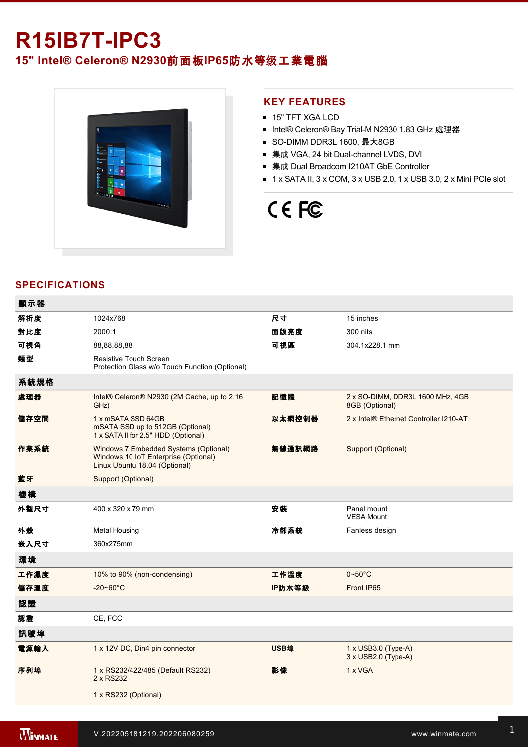# R15IB7T-IPC3

## 15" Intel® Celeron® N2930前面板IP65防水等级工業電腦

## KEY FEATURES

- 15" TFT XGA LCD
- Intel® Celeron® Bay Trial-M N2930 1.83 GHz 處理器
- SO-DIMM DDR3L 1600, 最大8GB
- 集成 VGA, 24 bit Dual-channel LVDS, DVI
- 集成 Dual Broadcom I210AT GbE Controller
- 1 x SATA II, 3 x COM, 3 x USB 2.0, 1 x USB 3.0, 2 x Mini PCIe slot

## SPECIFICATIONS

| 顯示器 | | | |
|---|---|---|---|
| 解析度 | 1024x768 | 尺寸 | 15 inches |
| 對比度 | 2000:1 | 面版亮度 | 300 nits |
| 可視角 | 88,88,88,88 | 可視區 | 304.1x228.1 mm |
| 類型 | Resistive Touch Screen<br>Protection Glass w/o Touch Function (Optional) | | |
| **系統規格** | | | |
| 處理器 | Intel® Celeron® N2930 (2M Cache, up to 2.16 GHz) | 記憶體 | 2 x SO-DIMM, DDR3L 1600 MHz, 4GB<br>8GB (Optional) |
| 儲存空間 | 1 x mSATA SSD 64GB<br>mSATA SSD up to 512GB (Optional)<br>1 x SATA II for 2.5" HDD (Optional) | 以太網控制器 | 2 x Intel® Ethernet Controller I210-AT |
| 作業系統 | Windows 7 Embedded Systems (Optional)<br>Windows 10 IoT Enterprise (Optional)<br>Linux Ubuntu 18.04 (Optional) | 無線通訊網路 | Support (Optional) |
| 藍牙 | Support (Optional) | | |
| **機構** | | | |
| 外觀尺寸 | 400 x 320 x 79 mm | 安裝 | Panel mount<br>VESA Mount |
| 外殼 | Metal Housing | 冷卻系統 | Fanless design |
| 嵌入尺寸 | 360x275mm | | |
| **環境** | | | |
| 工作濕度 | 10% to 90% (non-condensing) | 工作溫度 | 0~50°C |
| 儲存溫度 | -20~60°C | IP防水等級 | Front IP65 |
| **認證** | | | |
| 認證 | CE, FCC | | |
| **訊號埠** | | | |
| 電源輸入 | 1 x 12V DC, Din4 pin connector | USB埠 | 1 x USB3.0 (Type-A)<br>3 x USB2.0 (Type-A) |
| 序列埠 | 1 x RS232/422/485 (Default RS232)<br>2 x RS232<br><br>1 x RS232 (Optional) | 影像 | 1 x VGA |

V.202205181219.202206080259

www.winmate.com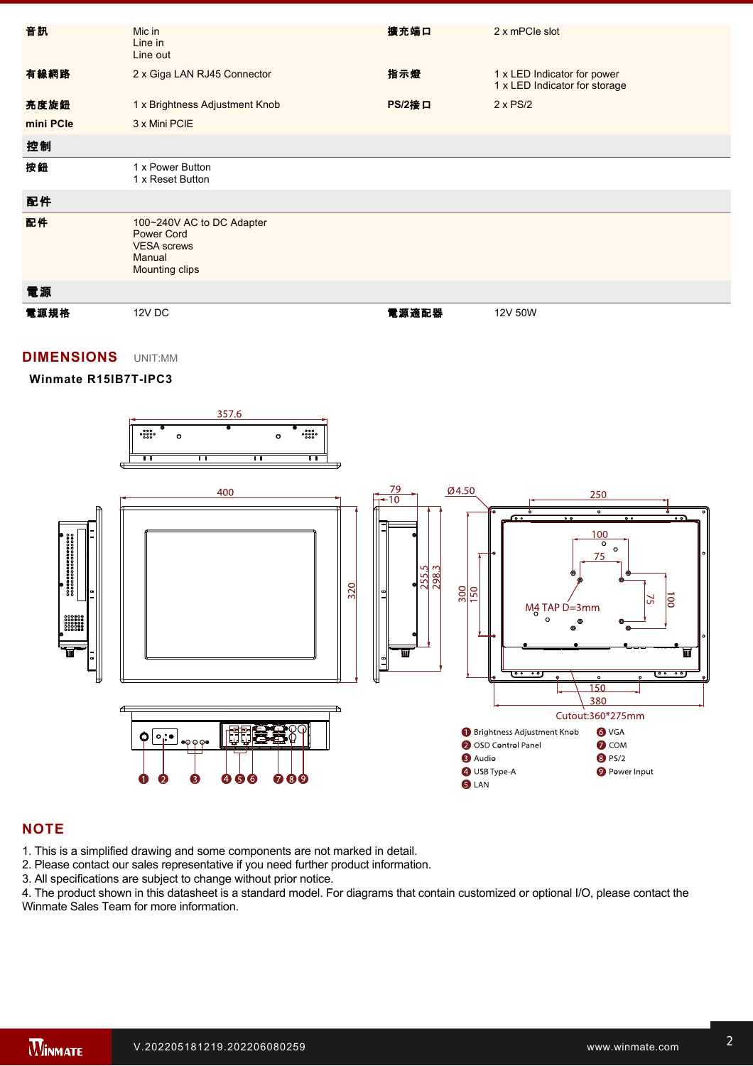| | | | |
|---|---|---|---|
| 音訊 | Mic in<br>Line in<br>Line out | 擴充端口 | 2 x mPCIe slot |
| 有線網路 | 2 x Giga LAN RJ45 Connector | 指示燈 | 1 x LED Indicator for power<br>1 x LED Indicator for storage |
| 亮度旋鈕 | 1 x Brightness Adjustment Knob | PS/2接口 | 2 x PS/2 |
| mini PCIe | 3 x Mini PCIE | | |
| **控制** | | | |
| 按鈕 | 1 x Power Button<br>1 x Reset Button | | |
| **配件** | | | |
| 配件 | 100~240V AC to DC Adapter<br>Power Cord<br>VESA screws<br>Manual<br>Mounting clips | | |
| **電源** | | | |
| 電源規格 | 12V DC | 電源適配器 | 12V 50W |

## DIMENSIONS UNIT:MM

**Winmate R15IB7T-IPC3**

357.6
400
320
79
10
255.5
298.3
Ø4.50
250
300
150
100
75
M4 TAP D=3mm
75
100
150
380
Cutout:360*275mm

1. Brightness Adjustment Knob
2. OSD Control Panel
3. Audio
4. USB Type-A
5. LAN
6. VGA
7. COM
8. PS/2
9. Power Input

## NOTE

1. This is a simplified drawing and some components are not marked in detail.
2. Please contact our sales representative if you need further product information.
3. All specifications are subject to change without prior notice.
4. The product shown in this datasheet is a standard model. For diagrams that contain customized or optional I/O, please contact the Winmate Sales Team for more information.